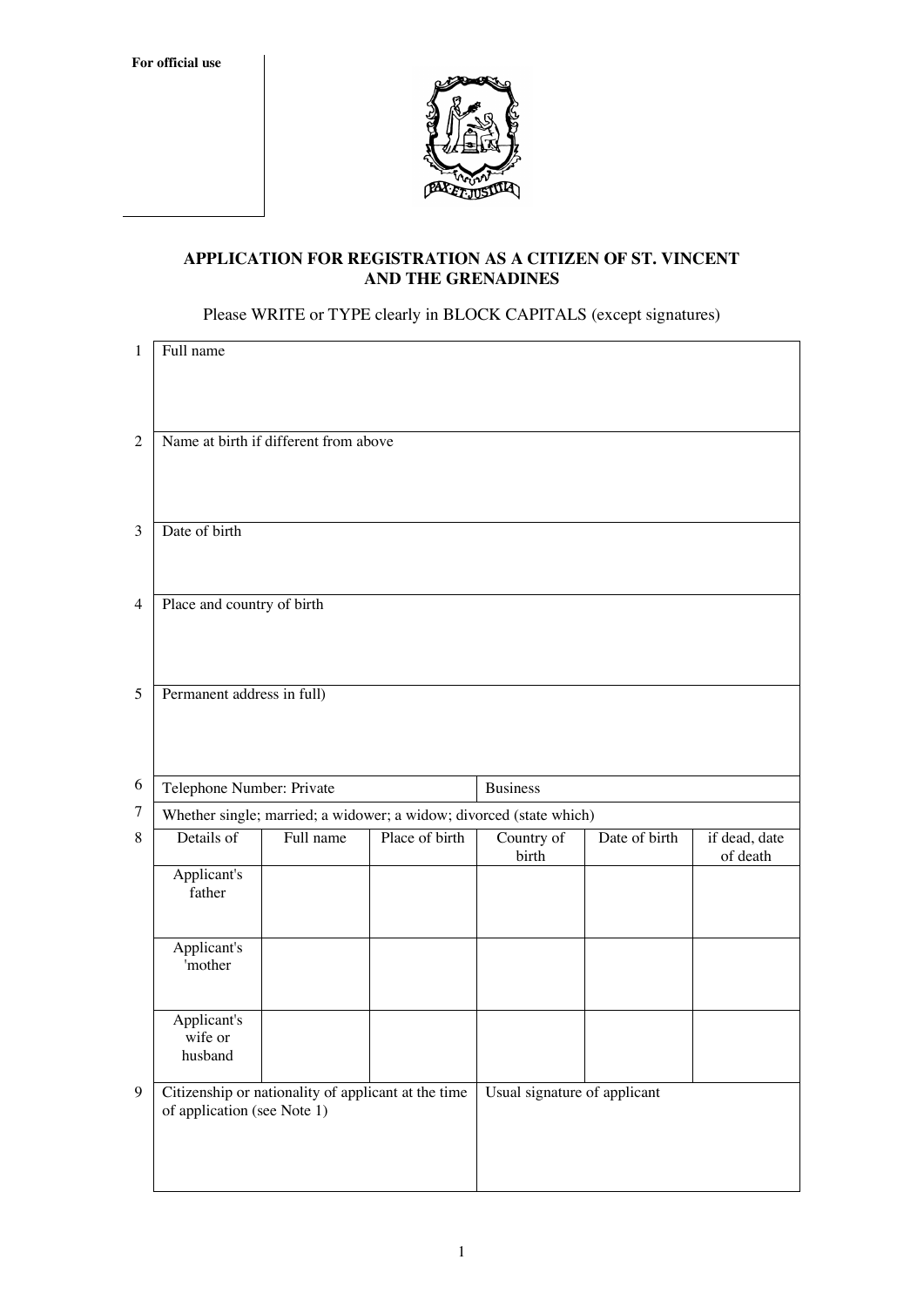**For official use**

PAX ET JUSTITIA

## APPLICATION FOR REGISTRATION AS A CITIZEN OF ST. VINCENT AND THE GRENADINES

Please WRITE or TYPE clearly in BLOCK CAPITALS (except signatures)

| | | | | | | |
|---|---|---|---|---|---|---|
| 1 | Full name | | | | | |
| 2 | Name at birth if different from above | | | | | |
| 3 | Date of birth | | | | | |
| 4 | Place and country of birth | | | | | |
| 5 | Permanent address in full) | | | | | |
| 6 | Telephone Number: Private | | | Business | | |
| 7 | Whether single; married; a widower; a widow; divorced (state which) | | | | | |
| 8 | Details of | Full name | Place of birth | Country of birth | Date of birth | if dead, date of death |
| | Applicant's father | | | | | |
| | Applicant's 'mother | | | | | |
| | Applicant's wife or husband | | | | | |
| 9 | Citizenship or nationality of applicant at the time of application (see Note 1) | | | Usual signature of applicant | | |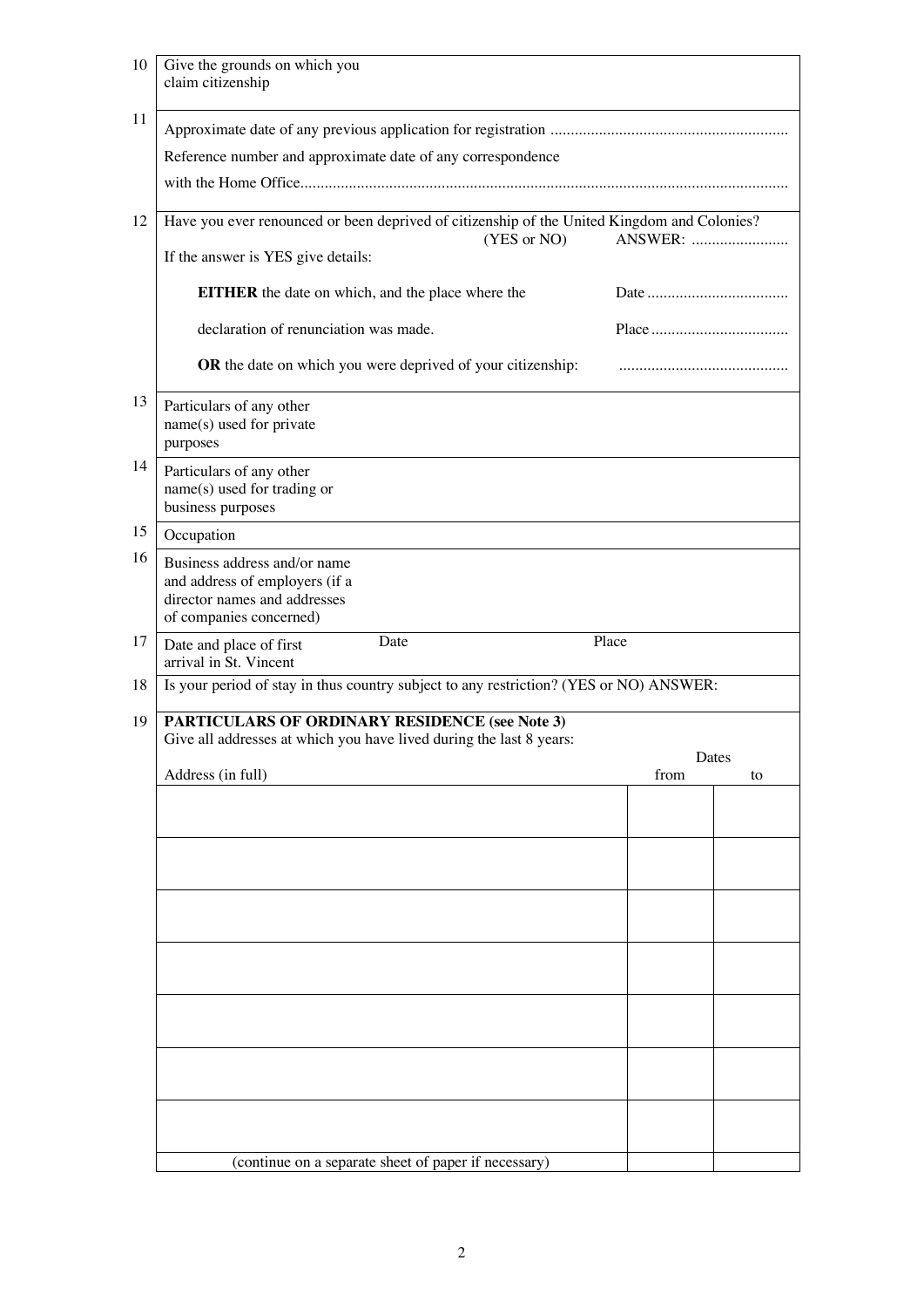10. Give the grounds on which you claim citizenship

11. Approximate date of any previous application for registration ..........................................................

    Reference number and approximate date of any correspondence with the Home Office.......................................................................................................................

12. Have you ever renounced or been deprived of citizenship of the United Kingdom and Colonies? (YES or NO) ANSWER: ........................

    If the answer is YES give details:

    **EITHER** the date on which, and the place where the declaration of renunciation was made. Date .................................. Place .................................

    **OR** the date on which you were deprived of your citizenship: ..........................................

13. Particulars of any other name(s) used for private purposes

14. Particulars of any other name(s) used for trading or business purposes

15. Occupation

16. Business address and/or name and address of employers (if a director names and addresses of companies concerned)

17. Date and place of first arrival in St. Vincent — Date — Place

18. Is your period of stay in thus country subject to any restriction? (YES or NO) ANSWER:

19. **PARTICULARS OF ORDINARY RESIDENCE (see Note 3)**

    Give all addresses at which you have lived during the last 8 years:

| Address (in full) | Dates from | to |
|---|---|---|
| | | |
| | | |
| | | |
| | | |
| | | |
| | | |
| | | |
| (continue on a separate sheet of paper if necessary) | | |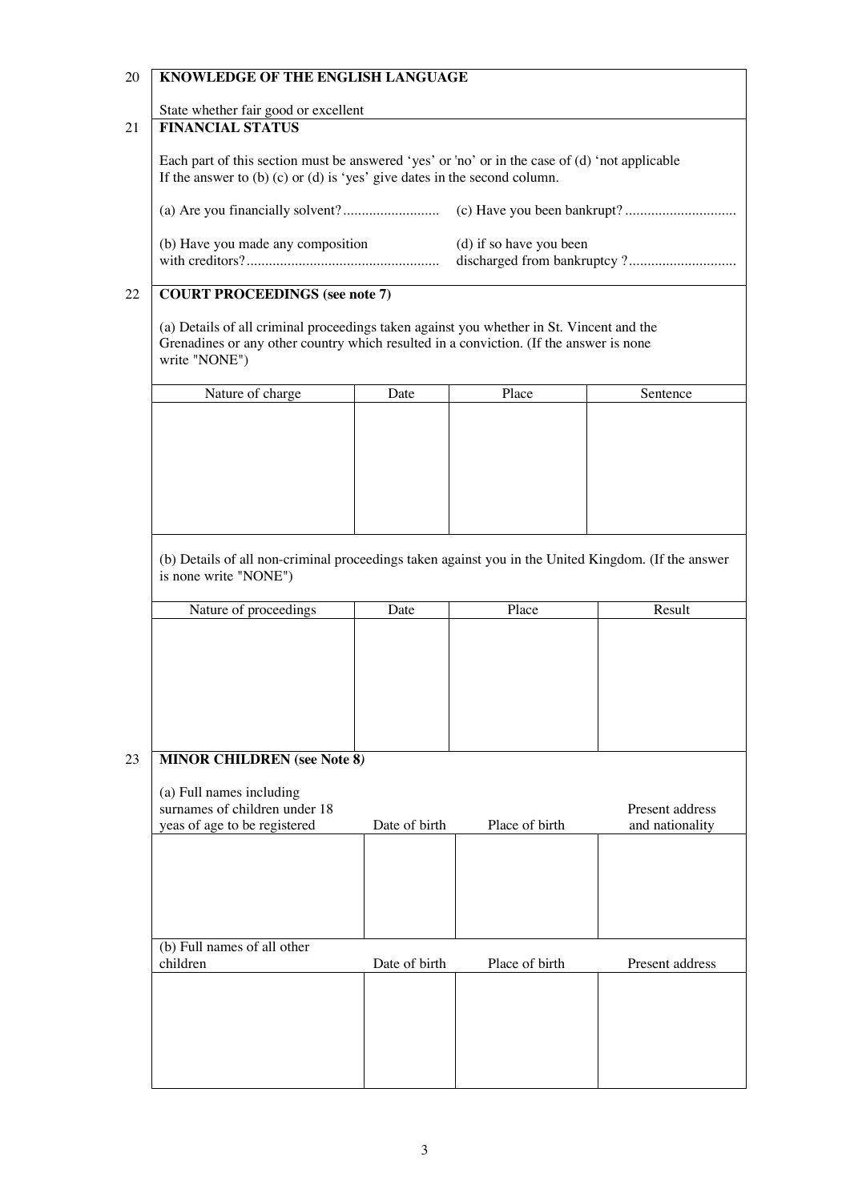**20 KNOWLEDGE OF THE ENGLISH LANGUAGE**

State whether fair good or excellent

**21 FINANCIAL STATUS**

Each part of this section must be answered 'yes' or 'no' or in the case of (d) 'not applicable
If the answer to (b) (c) or (d) is 'yes' give dates in the second column.

(a) Are you financially solvent? .........................

(b) Have you made any composition with creditors? ....................................................

(c) Have you been bankrupt? .............................

(d) if so have you been discharged from bankruptcy ? ............................

**22 COURT PROCEEDINGS (see note 7)**

(a) Details of all criminal proceedings taken against you whether in St. Vincent and the Grenadines or any other country which resulted in a conviction. (If the answer is none write "NONE")

| Nature of charge | Date | Place | Sentence |
|---|---|---|---|
| | | | |

(b) Details of all non-criminal proceedings taken against you in the United Kingdom. (If the answer is none write "NONE")

| Nature of proceedings | Date | Place | Result |
|---|---|---|---|
| | | | |

**23 MINOR CHILDREN (see Note 8)**

| (a) Full names including surnames of children under 18 yeas of age to be registered | Date of birth | Place of birth | Present address and nationality |
|---|---|---|---|
| | | | |

| (b) Full names of all other children | Date of birth | Place of birth | Present address |
|---|---|---|---|
| | | | |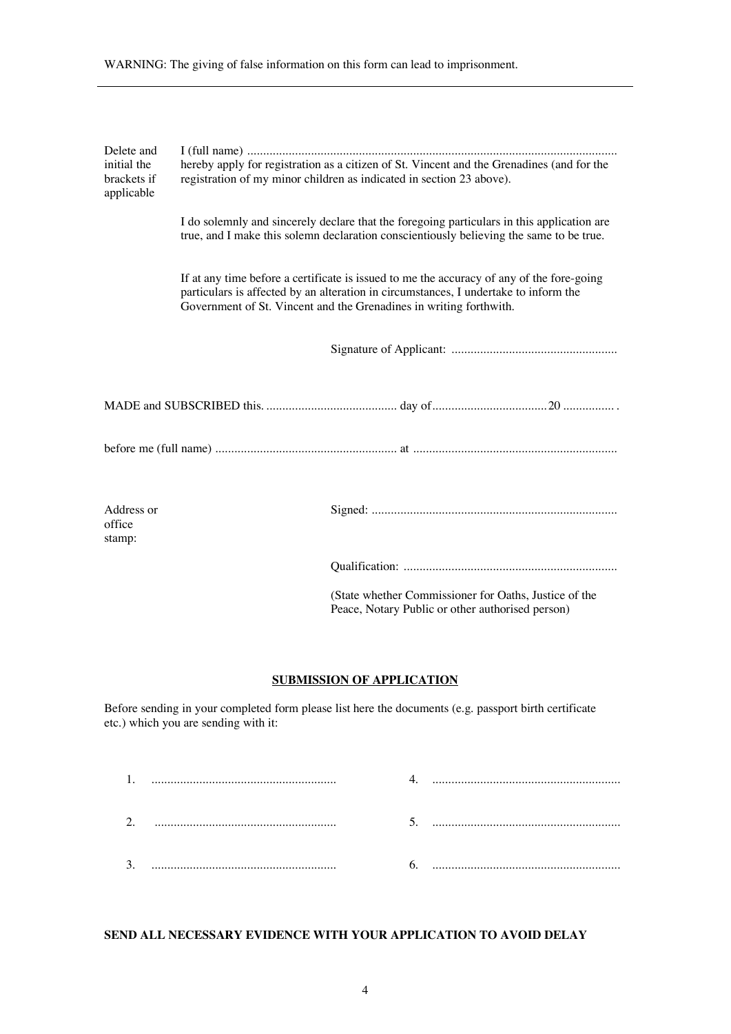WARNING: The giving of false information on this form can lead to imprisonment.

---

Delete and initial the brackets if applicable

I (full name) ...................................................................................................................
hereby apply for registration as a citizen of St. Vincent and the Grenadines (and for the registration of my minor children as indicated in section 23 above).

I do solemnly and sincerely declare that the foregoing particulars in this application are true, and I make this solemn declaration conscientiously believing the same to be true.

If at any time before a certificate is issued to me the accuracy of any of the fore-going particulars is affected by an alteration in circumstances, I undertake to inform the Government of St. Vincent and the Grenadines in writing forthwith.

Signature of Applicant: ...................................................

MADE and SUBSCRIBED this. ......................................... day of.................................... 20 ................ .

before me (full name) ......................................................... at ...............................................................

Address or office stamp:

Signed: ............................................................................

Qualification: ..................................................................

(State whether Commissioner for Oaths, Justice of the Peace, Notary Public or other authorised person)

## SUBMISSION OF APPLICATION

Before sending in your completed form please list here the documents (e.g. passport birth certificate etc.) which you are sending with it:

1. ..........................................................
2. ..........................................................
3. ..........................................................
4. ..........................................................
5. ..........................................................
6. ..........................................................

**SEND ALL NECESSARY EVIDENCE WITH YOUR APPLICATION TO AVOID DELAY**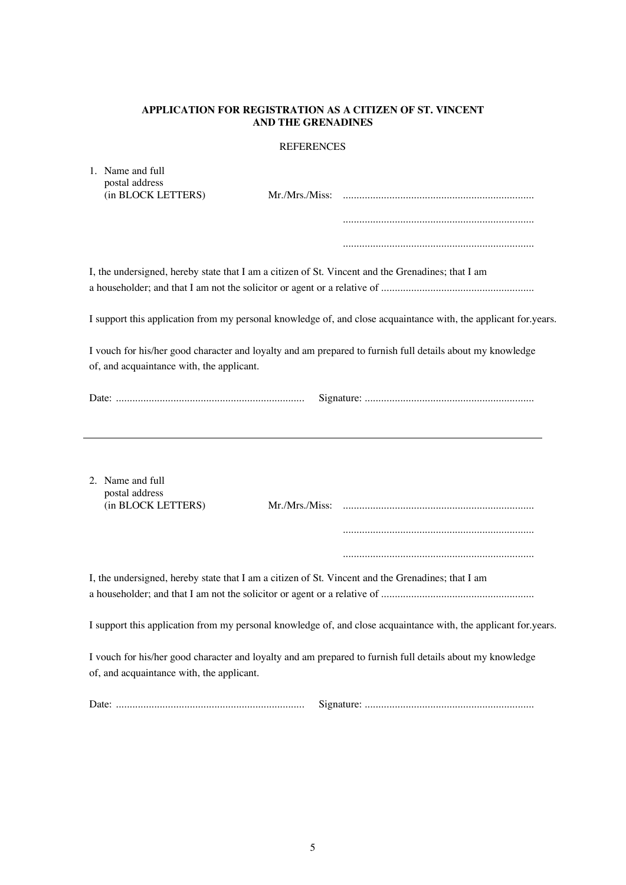**APPLICATION FOR REGISTRATION AS A CITIZEN OF ST. VINCENT AND THE GRENADINES**

REFERENCES

1. Name and full postal address (in BLOCK LETTERS) Mr./Mrs./Miss: .....................................................................

.....................................................................

.....................................................................

I, the undersigned, hereby state that I am a citizen of St. Vincent and the Grenadines; that I am a householder; and that I am not the solicitor or agent or a relative of .......................................................

I support this application from my personal knowledge of, and close acquaintance with, the applicant for.years.

I vouch for his/her good character and loyalty and am prepared to furnish full details about my knowledge of, and acquaintance with, the applicant.

Date: .................................................................... Signature: .............................................................

---

2. Name and full postal address (in BLOCK LETTERS) Mr./Mrs./Miss: .....................................................................

.....................................................................

.....................................................................

I, the undersigned, hereby state that I am a citizen of St. Vincent and the Grenadines; that I am a householder; and that I am not the solicitor or agent or a relative of .......................................................

I support this application from my personal knowledge of, and close acquaintance with, the applicant for.years.

I vouch for his/her good character and loyalty and am prepared to furnish full details about my knowledge of, and acquaintance with, the applicant.

Date: .................................................................... Signature: .............................................................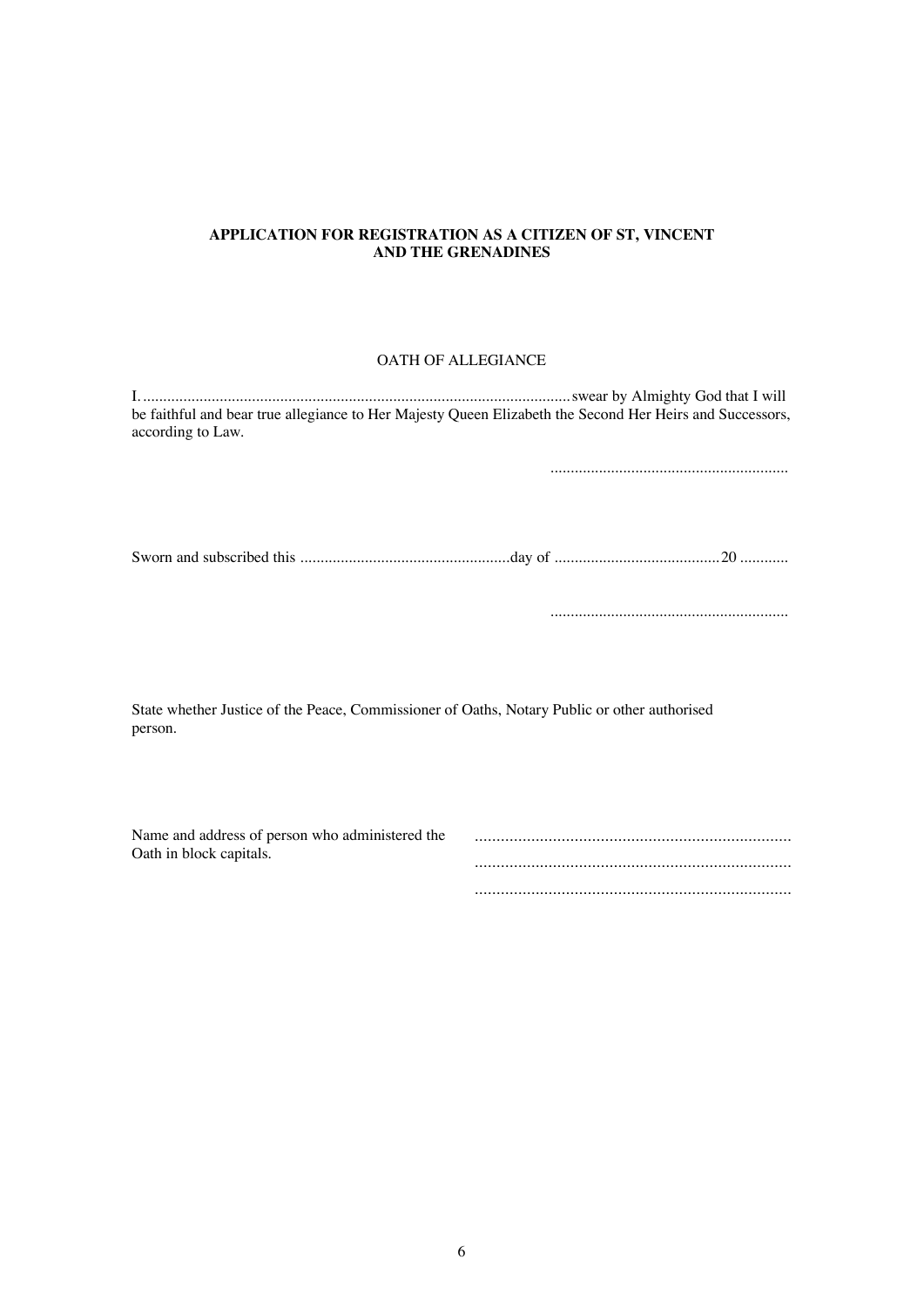**APPLICATION FOR REGISTRATION AS A CITIZEN OF ST, VINCENT AND THE GRENADINES**

OATH OF ALLEGIANCE

I. ........................................................................................................... swear by Almighty God that I will be faithful and bear true allegiance to Her Majesty Queen Elizabeth the Second Her Heirs and Successors, according to Law.

..........................................................

Sworn and subscribed this ....................................................day of .........................................20 ............

..........................................................

State whether Justice of the Peace, Commissioner of Oaths, Notary Public or other authorised person.

Name and address of person who administered the Oath in block capitals.

.........................................................................

.........................................................................

.........................................................................